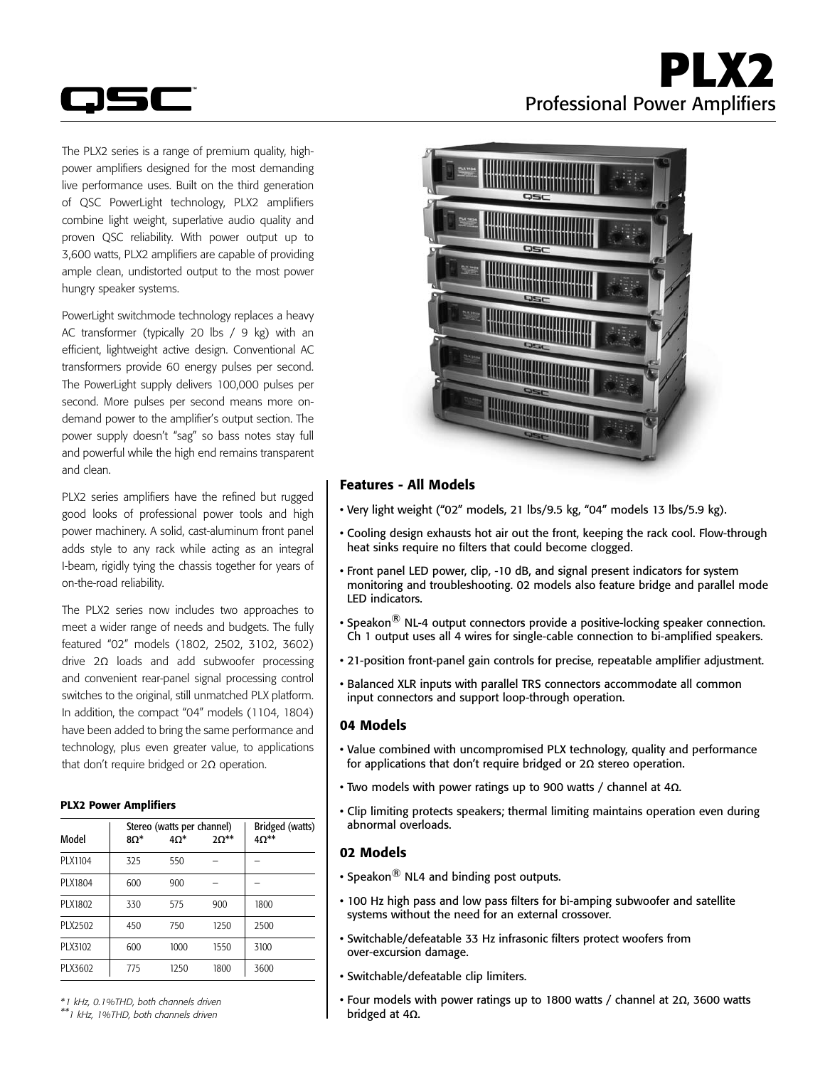# PLX2

## Professional Power Amplifiers

The PLX2 series is a range of premium quality, high-power amplifiers designed for the most demanding live performance uses. Built on the third generation of QSC PowerLight technology, PLX2 amplifiers combine light weight, superlative audio quality and proven QSC reliability. With power output up to 3,600 watts, PLX2 amplifiers are capable of providing ample clean, undistorted output to the most power hungry speaker systems.

PowerLight switchmode technology replaces a heavy AC transformer (typically 20 lbs / 9 kg) with an efficient, lightweight active design. Conventional AC transformers provide 60 energy pulses per second. The PowerLight supply delivers 100,000 pulses per second. More pulses per second means more on-demand power to the amplifier's output section. The power supply doesn't "sag" so bass notes stay full and powerful while the high end remains transparent and clean.

PLX2 series amplifiers have the refined but rugged good looks of professional power tools and high power machinery. A solid, cast-aluminum front panel adds style to any rack while acting as an integral I-beam, rigidly tying the chassis together for years of on-the-road reliability.

The PLX2 series now includes two approaches to meet a wider range of needs and budgets. The fully featured "02" models (1802, 2502, 3102, 3602) drive 2Ω loads and add subwoofer processing and convenient rear-panel signal processing control switches to the original, still unmatched PLX platform. In addition, the compact "04" models (1104, 1804) have been added to bring the same performance and technology, plus even greater value, to applications that don't require bridged or 2Ω operation.

**PLX2 Power Amplifiers**

| Model | Stereo (watts per channel) | | | Bridged (watts) |
|---|---|---|---|---|
| | 8Ω* | 4Ω* | 2Ω** | 4Ω** |
| PLX1104 | 325 | 550 | – | – |
| PLX1804 | 600 | 900 | – | – |
| PLX1802 | 330 | 575 | 900 | 1800 |
| PLX2502 | 450 | 750 | 1250 | 2500 |
| PLX3102 | 600 | 1000 | 1550 | 3100 |
| PLX3602 | 775 | 1250 | 1800 | 3600 |

*\*1 kHz, 0.1%THD, both channels driven*
*\*\*1 kHz, 1%THD, both channels driven*

### Features - All Models

- Very light weight ("02" models, 21 lbs/9.5 kg, "04" models 13 lbs/5.9 kg).
- Cooling design exhausts hot air out the front, keeping the rack cool. Flow-through heat sinks require no filters that could become clogged.
- Front panel LED power, clip, -10 dB, and signal present indicators for system monitoring and troubleshooting. 02 models also feature bridge and parallel mode LED indicators.
- Speakon® NL-4 output connectors provide a positive-locking speaker connection. Ch 1 output uses all 4 wires for single-cable connection to bi-amplified speakers.
- 21-position front-panel gain controls for precise, repeatable amplifier adjustment.
- Balanced XLR inputs with parallel TRS connectors accommodate all common input connectors and support loop-through operation.

### 04 Models

- Value combined with uncompromised PLX technology, quality and performance for applications that don't require bridged or 2Ω stereo operation.
- Two models with power ratings up to 900 watts / channel at 4Ω.
- Clip limiting protects speakers; thermal limiting maintains operation even during abnormal overloads.

### 02 Models

- Speakon® NL4 and binding post outputs.
- 100 Hz high pass and low pass filters for bi-amping subwoofer and satellite systems without the need for an external crossover.
- Switchable/defeatable 33 Hz infrasonic filters protect woofers from over-excursion damage.
- Switchable/defeatable clip limiters.
- Four models with power ratings up to 1800 watts / channel at 2Ω, 3600 watts bridged at 4Ω.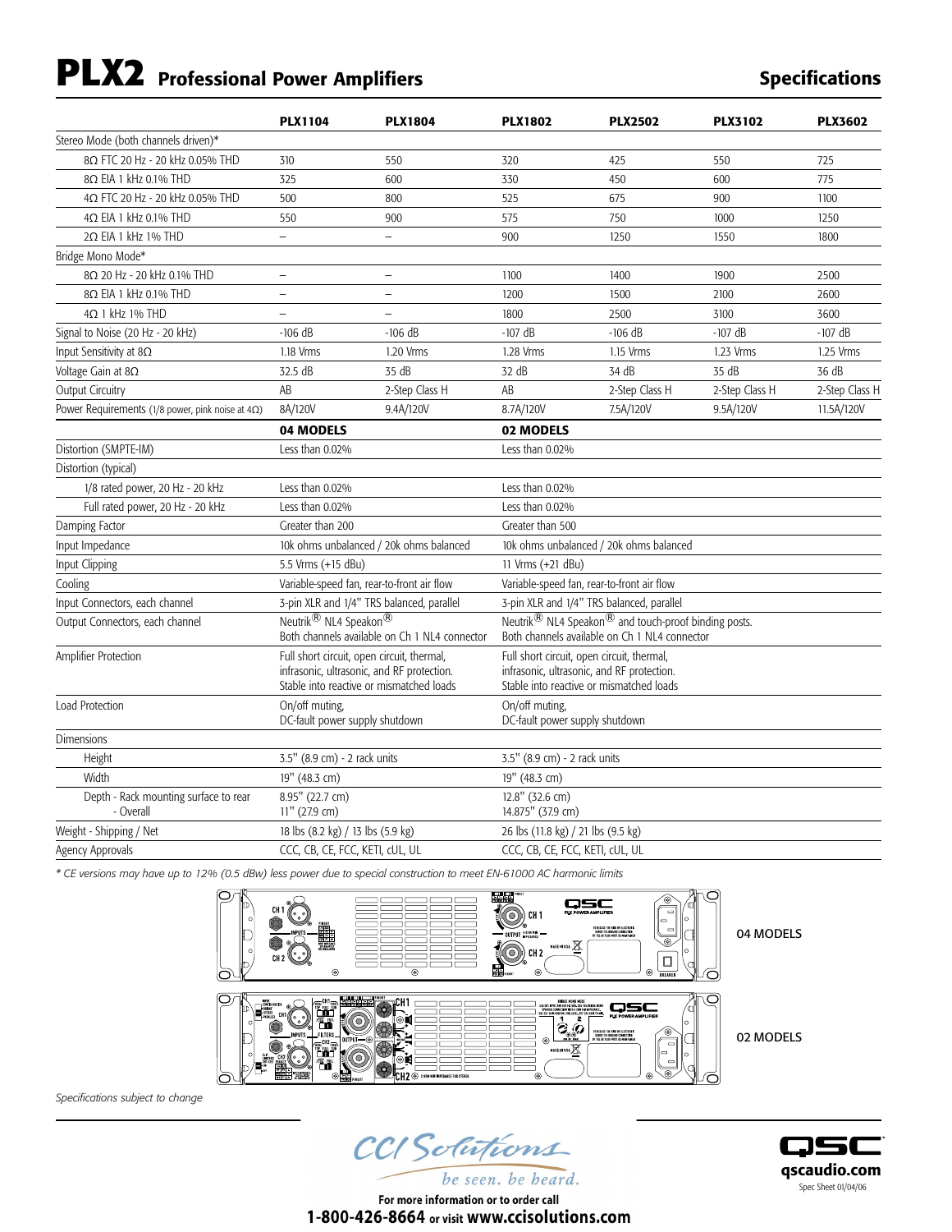# PLX2 Professional Power Amplifiers

## Specifications

| | PLX1104 | PLX1804 | PLX1802 | PLX2502 | PLX3102 | PLX3602 |
|---|---|---|---|---|---|---|
| Stereo Mode (both channels driven)* | | | | | | |
| 8Ω FTC 20 Hz - 20 kHz 0.05% THD | 310 | 550 | 320 | 425 | 550 | 725 |
| 8Ω EIA 1 kHz 0.1% THD | 325 | 600 | 330 | 450 | 600 | 775 |
| 4Ω FTC 20 Hz - 20 kHz 0.05% THD | 500 | 800 | 525 | 675 | 900 | 1100 |
| 4Ω EIA 1 kHz 0.1% THD | 550 | 900 | 575 | 750 | 1000 | 1250 |
| 2Ω EIA 1 kHz 1% THD | – | – | 900 | 1250 | 1550 | 1800 |
| Bridge Mono Mode* | | | | | | |
| 8Ω 20 Hz - 20 kHz 0.1% THD | – | – | 1100 | 1400 | 1900 | 2500 |
| 8Ω EIA 1 kHz 0.1% THD | – | – | 1200 | 1500 | 2100 | 2600 |
| 4Ω 1 kHz 1% THD | – | – | 1800 | 2500 | 3100 | 3600 |
| Signal to Noise (20 Hz - 20 kHz) | -106 dB | -106 dB | -107 dB | -106 dB | -107 dB | -107 dB |
| Input Sensitivity at 8Ω | 1.18 Vrms | 1.20 Vrms | 1.28 Vrms | 1.15 Vrms | 1.23 Vrms | 1.25 Vrms |
| Voltage Gain at 8Ω | 32.5 dB | 35 dB | 32 dB | 34 dB | 35 dB | 36 dB |
| Output Circuitry | AB | 2-Step Class H | AB | 2-Step Class H | 2-Step Class H | 2-Step Class H |
| Power Requirements (1/8 power, pink noise at 4Ω) | 8A/120V | 9.4A/120V | 8.7A/120V | 7.5A/120V | 9.5A/120V | 11.5A/120V |

| | 04 MODELS | 02 MODELS |
|---|---|---|
| Distortion (SMPTE-IM) | Less than 0.02% | Less than 0.02% |
| Distortion (typical) | | |
| 1/8 rated power, 20 Hz - 20 kHz | Less than 0.02% | Less than 0.02% |
| Full rated power, 20 Hz - 20 kHz | Less than 0.02% | Less than 0.02% |
| Damping Factor | Greater than 200 | Greater than 500 |
| Input Impedance | 10k ohms unbalanced / 20k ohms balanced | 10k ohms unbalanced / 20k ohms balanced |
| Input Clipping | 5.5 Vrms (+15 dBu) | 11 Vrms (+21 dBu) |
| Cooling | Variable-speed fan, rear-to-front air flow | Variable-speed fan, rear-to-front air flow |
| Input Connectors, each channel | 3-pin XLR and 1/4" TRS balanced, parallel | 3-pin XLR and 1/4" TRS balanced, parallel |
| Output Connectors, each channel | Neutrik® NL4 Speakon® Both channels available on Ch 1 NL4 connector | Neutrik® NL4 Speakon® and touch-proof binding posts. Both channels available on Ch 1 NL4 connector |
| Amplifier Protection | Full short circuit, open circuit, thermal, infrasonic, ultrasonic, and RF protection. Stable into reactive or mismatched loads | Full short circuit, open circuit, thermal, infrasonic, ultrasonic, and RF protection. Stable into reactive or mismatched loads |
| Load Protection | On/off muting, DC-fault power supply shutdown | On/off muting, DC-fault power supply shutdown |
| Dimensions | | |
| Height | 3.5" (8.9 cm) - 2 rack units | 3.5" (8.9 cm) - 2 rack units |
| Width | 19" (48.3 cm) | 19" (48.3 cm) |
| Depth - Rack mounting surface to rear - Overall | 8.95" (22.7 cm) 11" (27.9 cm) | 12.8" (32.6 cm) 14.875" (37.9 cm) |
| Weight - Shipping / Net | 18 lbs (8.2 kg) / 13 lbs (5.9 kg) | 26 lbs (11.8 kg) / 21 lbs (9.5 kg) |
| Agency Approvals | CCC, CB, CE, FCC, KETI, cUL, UL | CCC, CB, CE, FCC, KETI, cUL, UL |

*\* CE versions may have up to 12% (0.5 dBw) less power due to special construction to meet EN-61000 AC harmonic limits*

04 MODELS

02 MODELS

*Specifications subject to change*

CCI Solutions — be seen. be heard.

For more information or to order call **1-800-426-8664** or visit **www.ccisolutions.com**

QSC **qscaudio.com**

Spec Sheet 01/04/06